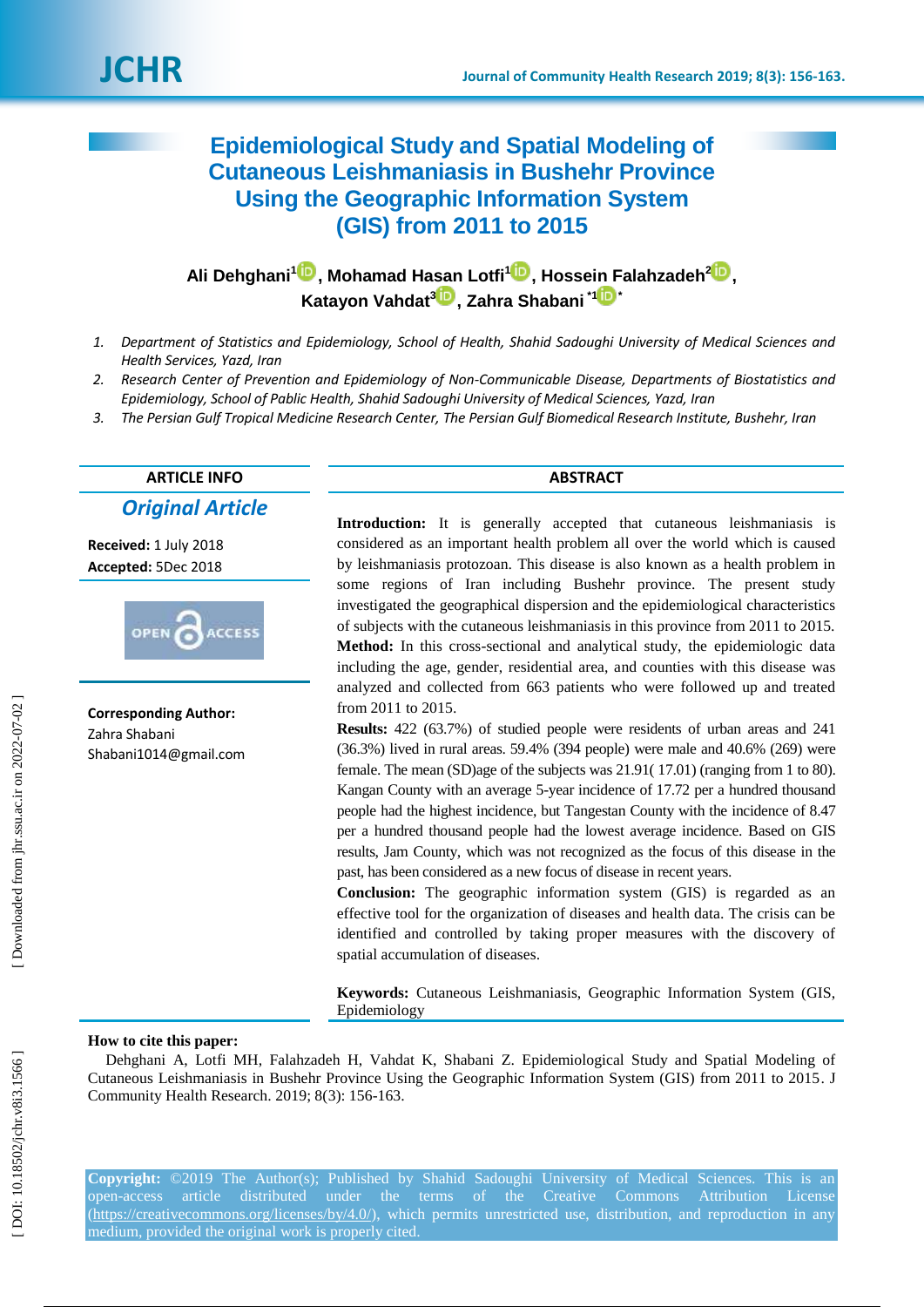# Epidemiological Study and Spatial Modeling of Cutaneous Leishmaniasis in Bushehr Province Using the Geographic Information System (GIS) from 2011 to 2015

**Ali Dehghani[1], Mohamad Hasan Lotfi[1], Hossein Falahzadeh[2], Katayon Vahdat[3], Zahra Shabani[*1]**

1. *Department of Statistics and Epidemiology, School of Health, Shahid Sadoughi University of Medical Sciences and Health Services, Yazd, Iran*
2. *Research Center of Prevention and Epidemiology of Non-Communicable Disease, Departments of Biostatistics and Epidemiology, School of Pablic Health, Shahid Sadoughi University of Medical Sciences, Yazd, Iran*
3. *The Persian Gulf Tropical Medicine Research Center, The Persian Gulf Biomedical Research Institute, Bushehr, Iran*

## ARTICLE INFO

***Original Article***

**Received:** 1 July 2018

**Accepted:** 5Dec 2018

**Corresponding Author:**
Zahra Shabani
Shabani1014@gmail.com

## ABSTRACT

**Introduction:** It is generally accepted that cutaneous leishmaniasis is considered as an important health problem all over the world which is caused by leishmaniasis protozoan. This disease is also known as a health problem in some regions of Iran including Bushehr province. The present study investigated the geographical dispersion and the epidemiological characteristics of subjects with the cutaneous leishmaniasis in this province from 2011 to 2015.

**Method:** In this cross-sectional and analytical study, the epidemiologic data including the age, gender, residential area, and counties with this disease was analyzed and collected from 663 patients who were followed up and treated from 2011 to 2015.

**Results:** 422 (63.7%) of studied people were residents of urban areas and 241 (36.3%) lived in rural areas. 59.4% (394 people) were male and 40.6% (269) were female. The mean (SD)age of the subjects was 21.91( 17.01) (ranging from 1 to 80). Kangan County with an average 5-year incidence of 17.72 per a hundred thousand people had the highest incidence, but Tangestan County with the incidence of 8.47 per a hundred thousand people had the lowest average incidence. Based on GIS results, Jam County, which was not recognized as the focus of this disease in the past, has been considered as a new focus of disease in recent years.

**Conclusion:** The geographic information system (GIS) is regarded as an effective tool for the organization of diseases and health data. The crisis can be identified and controlled by taking proper measures with the discovery of spatial accumulation of diseases.

**Keywords:** Cutaneous Leishmaniasis, Geographic Information System (GIS, Epidemiology

**How to cite this paper:**
Dehghani A, Lotfi MH, Falahzadeh H, Vahdat K, Shabani Z. Epidemiological Study and Spatial Modeling of Cutaneous Leishmaniasis in Bushehr Province Using the Geographic Information System (GIS) from 2011 to 2015. J Community Health Research. 2019; 8(3): 156-163.

**Copyright:** ©2019 The Author(s); Published by Shahid Sadoughi University of Medical Sciences. This is an open-access article distributed under the terms of the Creative Commons Attribution License (https://creativecommons.org/licenses/by/4.0/), which permits unrestricted use, distribution, and reproduction in any medium, provided the original work is properly cited.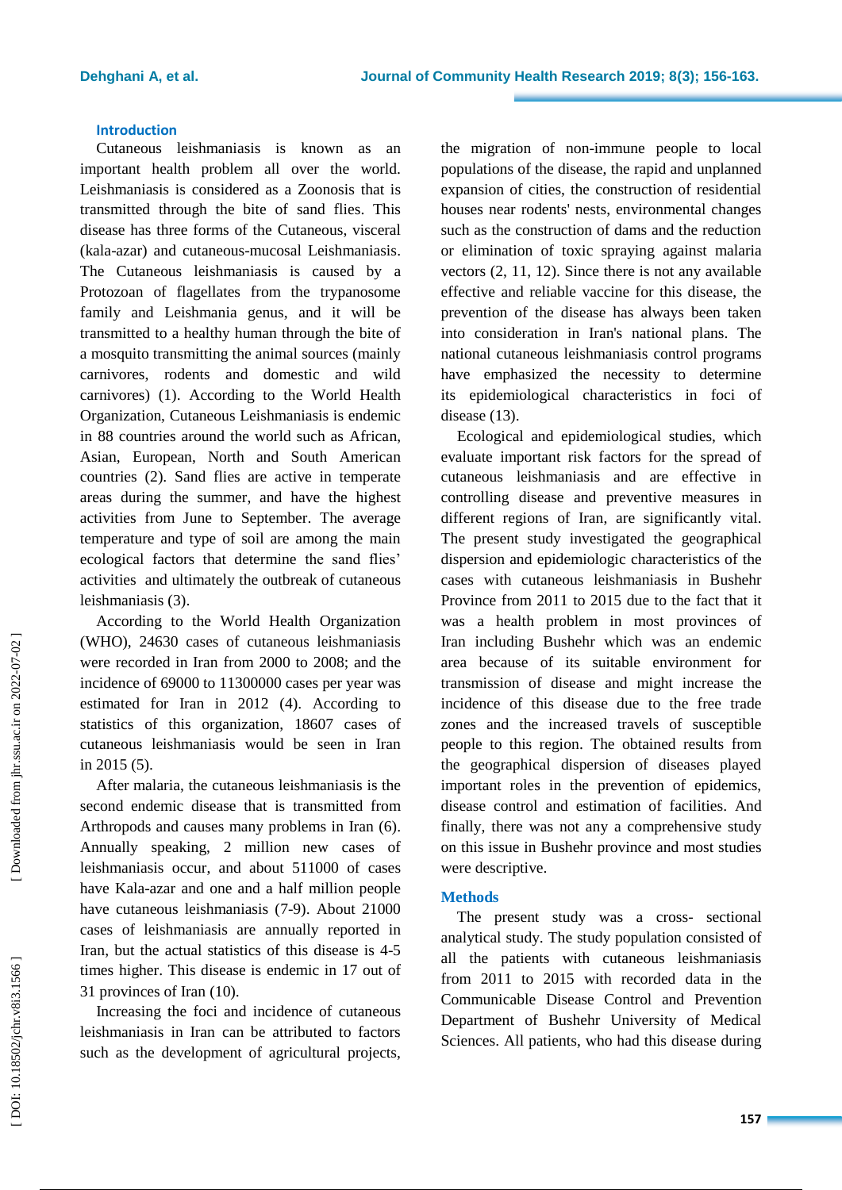## Introduction

Cutaneous leishmaniasis is known as an important health problem all over the world. Leishmaniasis is considered as a Zoonosis that is transmitted through the bite of sand flies. This disease has three forms of the Cutaneous, visceral (kala-azar) and cutaneous-mucosal Leishmaniasis. The Cutaneous leishmaniasis is caused by a Protozoan of flagellates from the trypanosome family and Leishmania genus, and it will be transmitted to a healthy human through the bite of a mosquito transmitting the animal sources (mainly carnivores, rodents and domestic and wild carnivores) (1). According to the World Health Organization, Cutaneous Leishmaniasis is endemic in 88 countries around the world such as African, Asian, European, North and South American countries (2). Sand flies are active in temperate areas during the summer, and have the highest activities from June to September. The average temperature and type of soil are among the main ecological factors that determine the sand flies' activities and ultimately the outbreak of cutaneous leishmaniasis (3).

According to the World Health Organization (WHO), 24630 cases of cutaneous leishmaniasis were recorded in Iran from 2000 to 2008; and the incidence of 69000 to 11300000 cases per year was estimated for Iran in 2012 (4). According to statistics of this organization, 18607 cases of cutaneous leishmaniasis would be seen in Iran in 2015 (5).

After malaria, the cutaneous leishmaniasis is the second endemic disease that is transmitted from Arthropods and causes many problems in Iran (6). Annually speaking, 2 million new cases of leishmaniasis occur, and about 511000 of cases have Kala-azar and one and a half million people have cutaneous leishmaniasis (7-9). About 21000 cases of leishmaniasis are annually reported in Iran, but the actual statistics of this disease is 4-5 times higher. This disease is endemic in 17 out of 31 provinces of Iran (10).

Increasing the foci and incidence of cutaneous leishmaniasis in Iran can be attributed to factors such as the development of agricultural projects, the migration of non-immune people to local populations of the disease, the rapid and unplanned expansion of cities, the construction of residential houses near rodents' nests, environmental changes such as the construction of dams and the reduction or elimination of toxic spraying against malaria vectors (2, 11, 12). Since there is not any available effective and reliable vaccine for this disease, the prevention of the disease has always been taken into consideration in Iran's national plans. The national cutaneous leishmaniasis control programs have emphasized the necessity to determine its epidemiological characteristics in foci of disease (13).

Ecological and epidemiological studies, which evaluate important risk factors for the spread of cutaneous leishmaniasis and are effective in controlling disease and preventive measures in different regions of Iran, are significantly vital. The present study investigated the geographical dispersion and epidemiologic characteristics of the cases with cutaneous leishmaniasis in Bushehr Province from 2011 to 2015 due to the fact that it was a health problem in most provinces of Iran including Bushehr which was an endemic area because of its suitable environment for transmission of disease and might increase the incidence of this disease due to the free trade zones and the increased travels of susceptible people to this region. The obtained results from the geographical dispersion of diseases played important roles in the prevention of epidemics, disease control and estimation of facilities. And finally, there was not any a comprehensive study on this issue in Bushehr province and most studies were descriptive.

## Methods

The present study was a cross- sectional analytical study. The study population consisted of all the patients with cutaneous leishmaniasis from 2011 to 2015 with recorded data in the Communicable Disease Control and Prevention Department of Bushehr University of Medical Sciences. All patients, who had this disease during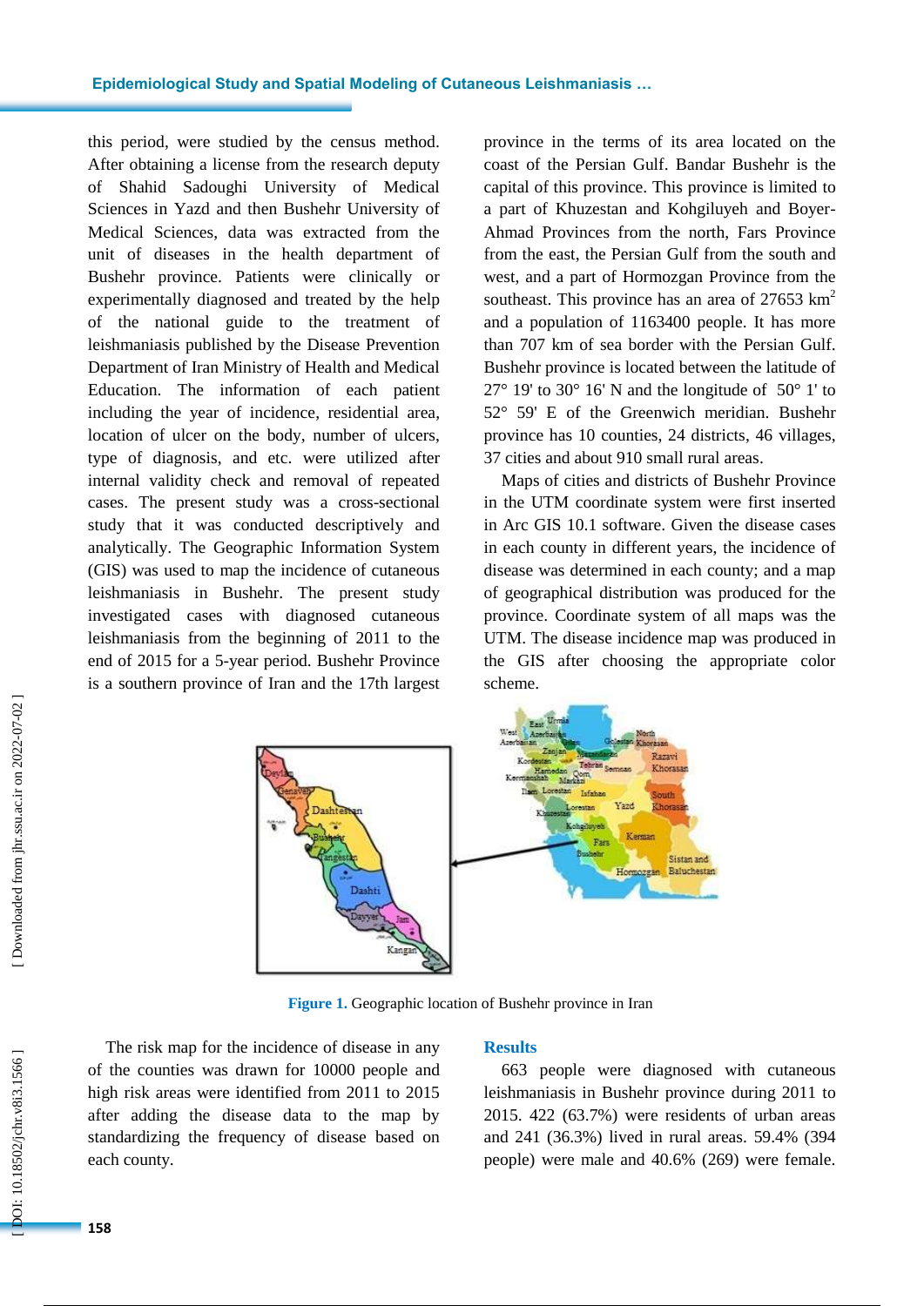this period, were studied by the census method. After obtaining a license from the research deputy of Shahid Sadoughi University of Medical Sciences in Yazd and then Bushehr University of Medical Sciences, data was extracted from the unit of diseases in the health department of Bushehr province. Patients were clinically or experimentally diagnosed and treated by the help of the national guide to the treatment of leishmaniasis published by the Disease Prevention Department of Iran Ministry of Health and Medical Education. The information of each patient including the year of incidence, residential area, location of ulcer on the body, number of ulcers, type of diagnosis, and etc. were utilized after internal validity check and removal of repeated cases. The present study was a cross-sectional study that it was conducted descriptively and analytically. The Geographic Information System (GIS) was used to map the incidence of cutaneous leishmaniasis in Bushehr. The present study investigated cases with diagnosed cutaneous leishmaniasis from the beginning of 2011 to the end of 2015 for a 5-year period. Bushehr Province is a southern province of Iran and the 17th largest province in the terms of its area located on the coast of the Persian Gulf. Bandar Bushehr is the capital of this province. This province is limited to a part of Khuzestan and Kohgiluyeh and Boyer-Ahmad Provinces from the north, Fars Province from the east, the Persian Gulf from the south and west, and a part of Hormozgan Province from the southeast. This province has an area of 27653 $km^2$ and a population of 1163400 people. It has more than 707 km of sea border with the Persian Gulf. Bushehr province is located between the latitude of 27° 19' to 30° 16' N and the longitude of 50° 1' to 52° 59' E of the Greenwich meridian. Bushehr province has 10 counties, 24 districts, 46 villages, 37 cities and about 910 small rural areas.

Maps of cities and districts of Bushehr Province in the UTM coordinate system were first inserted in Arc GIS 10.1 software. Given the disease cases in each county in different years, the incidence of disease was determined in each county; and a map of geographical distribution was produced for the province. Coordinate system of all maps was the UTM. The disease incidence map was produced in the GIS after choosing the appropriate color scheme.

**Figure 1.** Geographic location of Bushehr province in Iran

The risk map for the incidence of disease in any of the counties was drawn for 10000 people and high risk areas were identified from 2011 to 2015 after adding the disease data to the map by standardizing the frequency of disease based on each county.

## Results

663 people were diagnosed with cutaneous leishmaniasis in Bushehr province during 2011 to 2015. 422 (63.7%) were residents of urban areas and 241 (36.3%) lived in rural areas. 59.4% (394 people) were male and 40.6% (269) were female.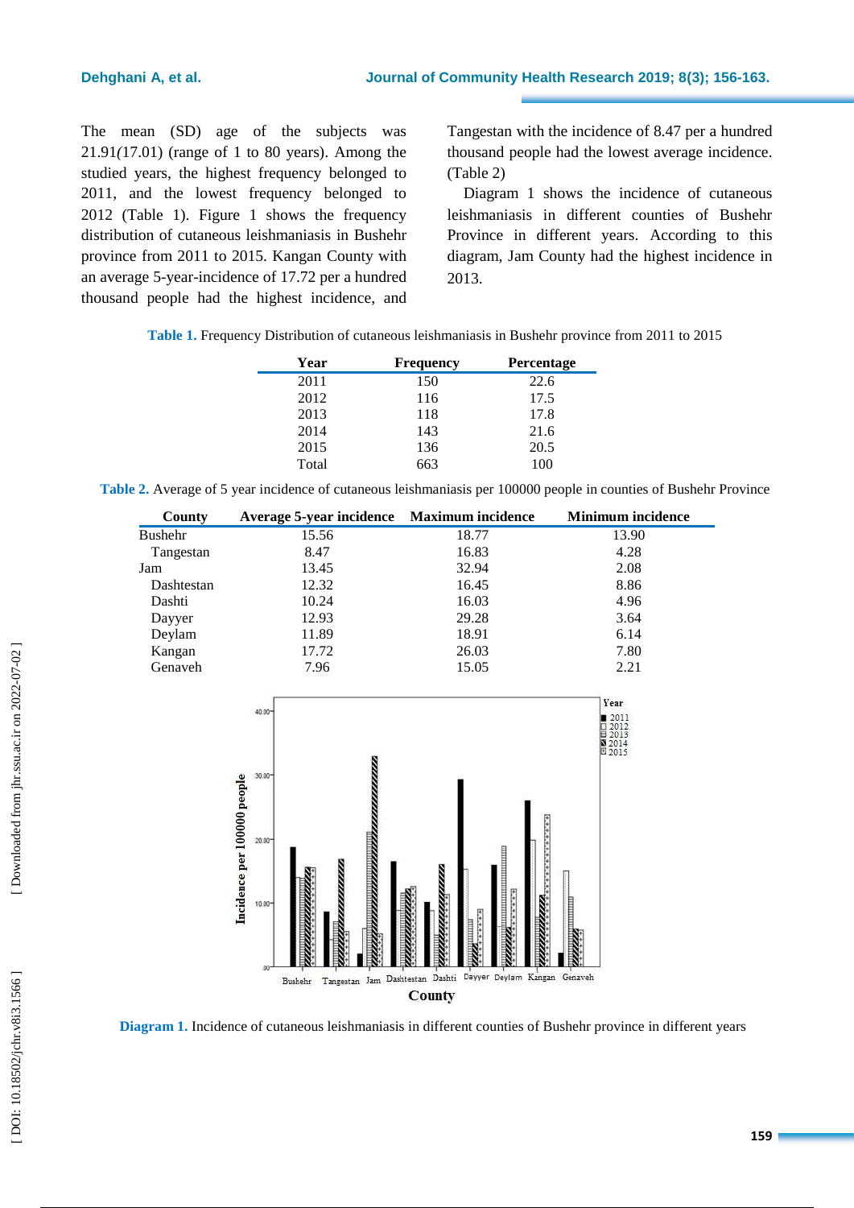The mean (SD) age of the subjects was 21.91*(*17.01) (range of 1 to 80 years). Among the studied years, the highest frequency belonged to 2011, and the lowest frequency belonged to 2012 (Table 1). Figure 1 shows the frequency distribution of cutaneous leishmaniasis in Bushehr province from 2011 to 2015. Kangan County with an average 5-year-incidence of 17.72 per a hundred thousand people had the highest incidence, and Tangestan with the incidence of 8.47 per a hundred thousand people had the lowest average incidence. (Table 2)

Diagram 1 shows the incidence of cutaneous leishmaniasis in different counties of Bushehr Province in different years. According to this diagram, Jam County had the highest incidence in 2013.

**Table 1.** Frequency Distribution of cutaneous leishmaniasis in Bushehr province from 2011 to 2015

| Year | Frequency | Percentage |
|---|---|---|
| 2011 | 150 | 22.6 |
| 2012 | 116 | 17.5 |
| 2013 | 118 | 17.8 |
| 2014 | 143 | 21.6 |
| 2015 | 136 | 20.5 |
| Total | 663 | 100 |

**Table 2.** Average of 5 year incidence of cutaneous leishmaniasis per 100000 people in counties of Bushehr Province

| County | Average 5-year incidence | Maximum incidence | Minimum incidence |
|---|---|---|---|
| Bushehr | 15.56 | 18.77 | 13.90 |
| Tangestan | 8.47 | 16.83 | 4.28 |
| Jam | 13.45 | 32.94 | 2.08 |
| Dashtestan | 12.32 | 16.45 | 8.86 |
| Dashti | 10.24 | 16.03 | 4.96 |
| Dayyer | 12.93 | 29.28 | 3.64 |
| Deylam | 11.89 | 18.91 | 6.14 |
| Kangan | 17.72 | 26.03 | 7.80 |
| Genaveh | 7.96 | 15.05 | 2.21 |

**Diagram 1.** Incidence of cutaneous leishmaniasis in different counties of Bushehr province in different years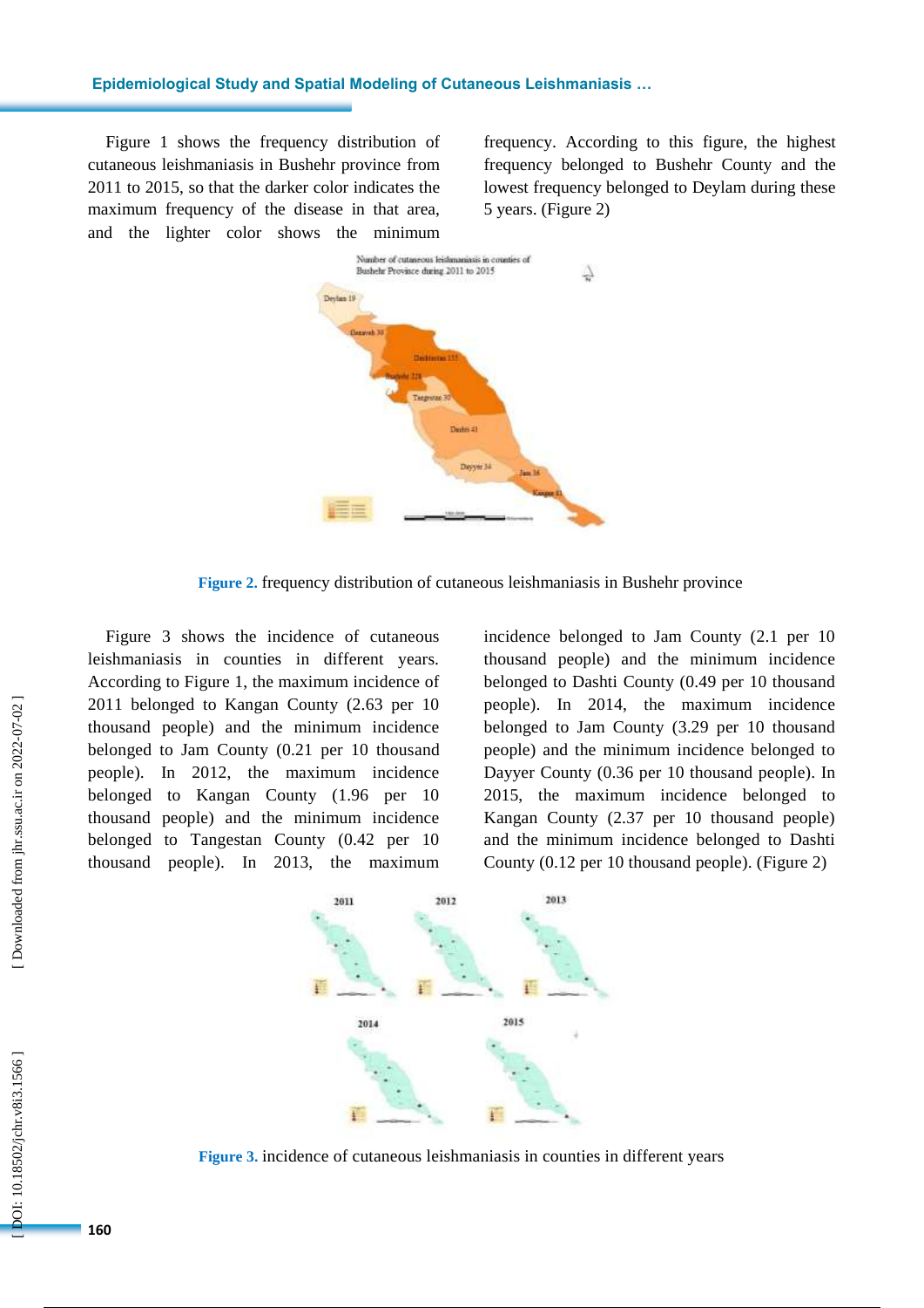Figure 1 shows the frequency distribution of cutaneous leishmaniasis in Bushehr province from 2011 to 2015, so that the darker color indicates the maximum frequency of the disease in that area, and the lighter color shows the minimum frequency. According to this figure, the highest frequency belonged to Bushehr County and the lowest frequency belonged to Deylam during these 5 years. (Figure 2)

**Figure 2.** frequency distribution of cutaneous leishmaniasis in Bushehr province

Figure 3 shows the incidence of cutaneous leishmaniasis in counties in different years. According to Figure 1, the maximum incidence of 2011 belonged to Kangan County (2.63 per 10 thousand people) and the minimum incidence belonged to Jam County (0.21 per 10 thousand people). In 2012, the maximum incidence belonged to Kangan County (1.96 per 10 thousand people) and the minimum incidence belonged to Tangestan County (0.42 per 10 thousand people). In 2013, the maximum incidence belonged to Jam County (2.1 per 10 thousand people) and the minimum incidence belonged to Dashti County (0.49 per 10 thousand people). In 2014, the maximum incidence belonged to Jam County (3.29 per 10 thousand people) and the minimum incidence belonged to Dayyer County (0.36 per 10 thousand people). In 2015, the maximum incidence belonged to Kangan County (2.37 per 10 thousand people) and the minimum incidence belonged to Dashti County (0.12 per 10 thousand people). (Figure 2)

**Figure 3.** incidence of cutaneous leishmaniasis in counties in different years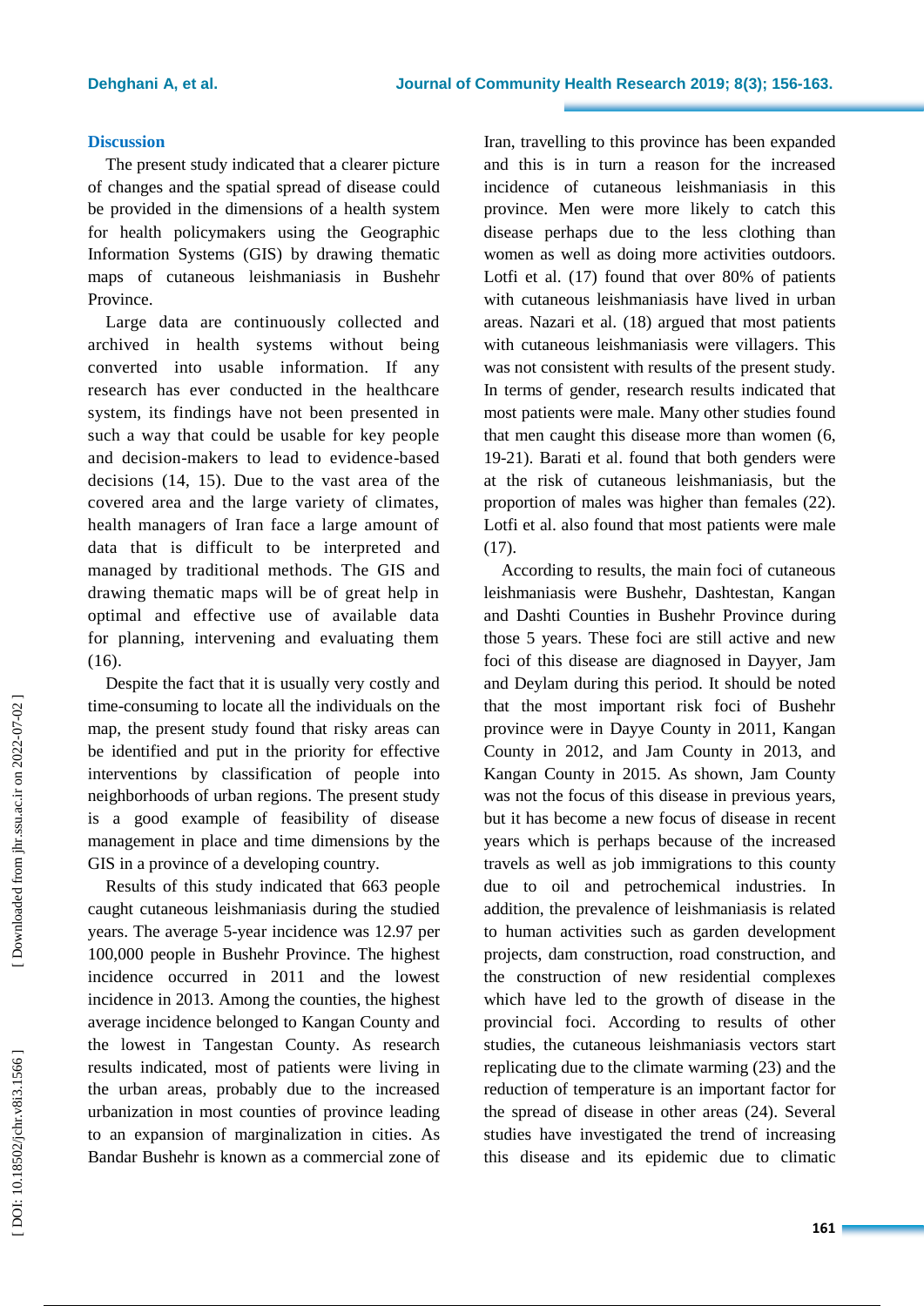## Discussion

The present study indicated that a clearer picture of changes and the spatial spread of disease could be provided in the dimensions of a health system for health policymakers using the Geographic Information Systems (GIS) by drawing thematic maps of cutaneous leishmaniasis in Bushehr Province.

Large data are continuously collected and archived in health systems without being converted into usable information. If any research has ever conducted in the healthcare system, its findings have not been presented in such a way that could be usable for key people and decision-makers to lead to evidence-based decisions (14, 15). Due to the vast area of the covered area and the large variety of climates, health managers of Iran face a large amount of data that is difficult to be interpreted and managed by traditional methods. The GIS and drawing thematic maps will be of great help in optimal and effective use of available data for planning, intervening and evaluating them (16).

Despite the fact that it is usually very costly and time-consuming to locate all the individuals on the map, the present study found that risky areas can be identified and put in the priority for effective interventions by classification of people into neighborhoods of urban regions. The present study is a good example of feasibility of disease management in place and time dimensions by the GIS in a province of a developing country.

Results of this study indicated that 663 people caught cutaneous leishmaniasis during the studied years. The average 5-year incidence was 12.97 per 100,000 people in Bushehr Province. The highest incidence occurred in 2011 and the lowest incidence in 2013. Among the counties, the highest average incidence belonged to Kangan County and the lowest in Tangestan County. As research results indicated, most of patients were living in the urban areas, probably due to the increased urbanization in most counties of province leading to an expansion of marginalization in cities. As Bandar Bushehr is known as a commercial zone of Iran, travelling to this province has been expanded and this is in turn a reason for the increased incidence of cutaneous leishmaniasis in this province. Men were more likely to catch this disease perhaps due to the less clothing than women as well as doing more activities outdoors. Lotfi et al. (17) found that over 80% of patients with cutaneous leishmaniasis have lived in urban areas. Nazari et al. (18) argued that most patients with cutaneous leishmaniasis were villagers. This was not consistent with results of the present study. In terms of gender, research results indicated that most patients were male. Many other studies found that men caught this disease more than women (6, 19-21). Barati et al. found that both genders were at the risk of cutaneous leishmaniasis, but the proportion of males was higher than females (22). Lotfi et al. also found that most patients were male (17).

According to results, the main foci of cutaneous leishmaniasis were Bushehr, Dashtestan, Kangan and Dashti Counties in Bushehr Province during those 5 years. These foci are still active and new foci of this disease are diagnosed in Dayyer, Jam and Deylam during this period. It should be noted that the most important risk foci of Bushehr province were in Dayye County in 2011, Kangan County in 2012, and Jam County in 2013, and Kangan County in 2015. As shown, Jam County was not the focus of this disease in previous years, but it has become a new focus of disease in recent years which is perhaps because of the increased travels as well as job immigrations to this county due to oil and petrochemical industries. In addition, the prevalence of leishmaniasis is related to human activities such as garden development projects, dam construction, road construction, and the construction of new residential complexes which have led to the growth of disease in the provincial foci. According to results of other studies, the cutaneous leishmaniasis vectors start replicating due to the climate warming (23) and the reduction of temperature is an important factor for the spread of disease in other areas (24). Several studies have investigated the trend of increasing this disease and its epidemic due to climatic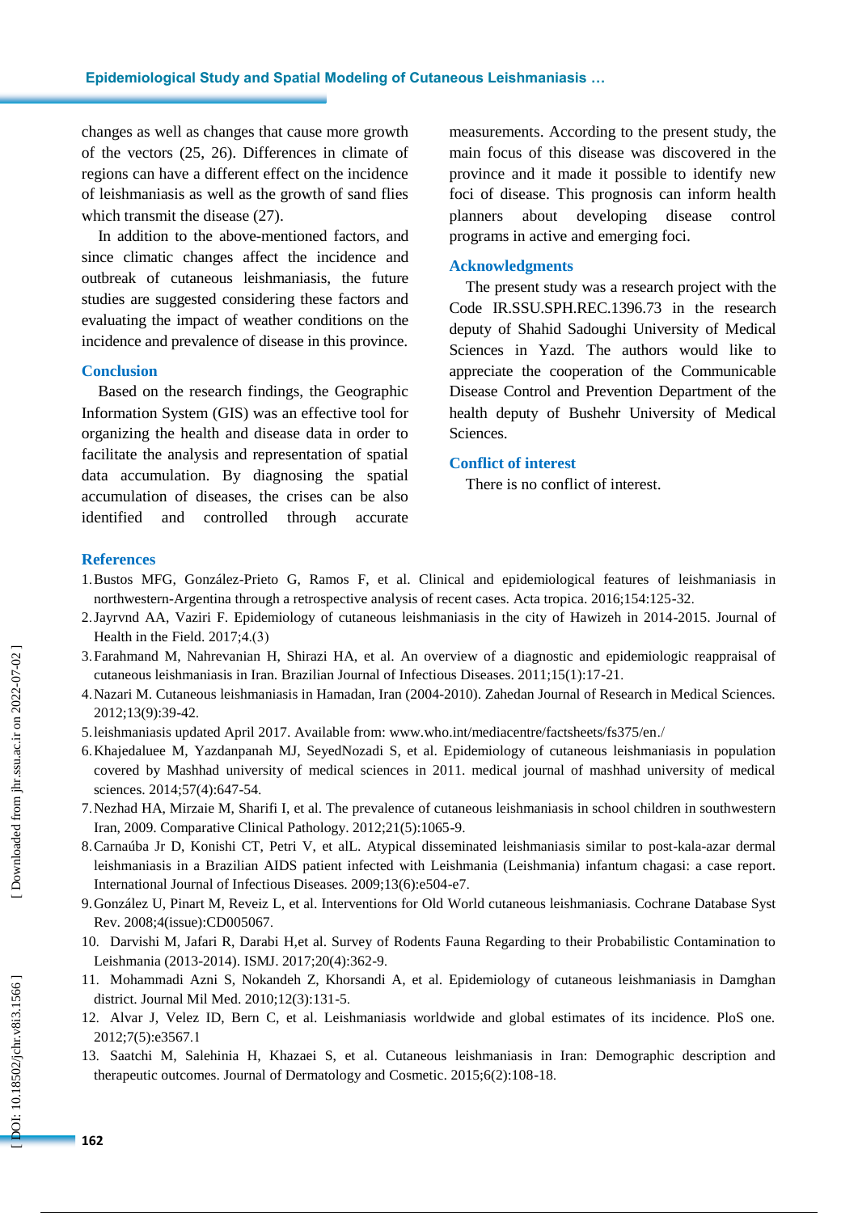changes as well as changes that cause more growth of the vectors (25, 26). Differences in climate of regions can have a different effect on the incidence of leishmaniasis as well as the growth of sand flies which transmit the disease (27).

In addition to the above-mentioned factors, and since climatic changes affect the incidence and outbreak of cutaneous leishmaniasis, the future studies are suggested considering these factors and evaluating the impact of weather conditions on the incidence and prevalence of disease in this province.

## Conclusion

Based on the research findings, the Geographic Information System (GIS) was an effective tool for organizing the health and disease data in order to facilitate the analysis and representation of spatial data accumulation. By diagnosing the spatial accumulation of diseases, the crises can be also identified and controlled through accurate measurements. According to the present study, the main focus of this disease was discovered in the province and it made it possible to identify new foci of disease. This prognosis can inform health planners about developing disease control programs in active and emerging foci.

## Acknowledgments

The present study was a research project with the Code IR.SSU.SPH.REC.1396.73 in the research deputy of Shahid Sadoughi University of Medical Sciences in Yazd. The authors would like to appreciate the cooperation of the Communicable Disease Control and Prevention Department of the health deputy of Bushehr University of Medical Sciences.

## Conflict of interest

There is no conflict of interest.

## References

1. Bustos MFG, González-Prieto G, Ramos F, et al. Clinical and epidemiological features of leishmaniasis in northwestern-Argentina through a retrospective analysis of recent cases. Acta tropica. 2016;154:125-32.
2. Jayrvnd AA, Vaziri F. Epidemiology of cutaneous leishmaniasis in the city of Hawizeh in 2014-2015. Journal of Health in the Field. 2017;4.(3)
3. Farahmand M, Nahrevanian H, Shirazi HA, et al. An overview of a diagnostic and epidemiologic reappraisal of cutaneous leishmaniasis in Iran. Brazilian Journal of Infectious Diseases. 2011;15(1):17-21.
4. Nazari M. Cutaneous leishmaniasis in Hamadan, Iran (2004-2010). Zahedan Journal of Research in Medical Sciences. 2012;13(9):39-42.
5. leishmaniasis updated April 2017. Available from: www.who.int/mediacentre/factsheets/fs375/en./
6. Khajedaluee M, Yazdanpanah MJ, SeyedNozadi S, et al. Epidemiology of cutaneous leishmaniasis in population covered by Mashhad university of medical sciences in 2011. medical journal of mashhad university of medical sciences. 2014;57(4):647-54.
7. Nezhad HA, Mirzaie M, Sharifi I, et al. The prevalence of cutaneous leishmaniasis in school children in southwestern Iran, 2009. Comparative Clinical Pathology. 2012;21(5):1065-9.
8. Carnaúba Jr D, Konishi CT, Petri V, et alL. Atypical disseminated leishmaniasis similar to post-kala-azar dermal leishmaniasis in a Brazilian AIDS patient infected with Leishmania (Leishmania) infantum chagasi: a case report. International Journal of Infectious Diseases. 2009;13(6):e504-e7.
9. González U, Pinart M, Reveiz L, et al. Interventions for Old World cutaneous leishmaniasis. Cochrane Database Syst Rev. 2008;4(issue):CD005067.
10. Darvishi M, Jafari R, Darabi H,et al. Survey of Rodents Fauna Regarding to their Probabilistic Contamination to Leishmania (2013-2014). ISMJ. 2017;20(4):362-9.
11. Mohammadi Azni S, Nokandeh Z, Khorsandi A, et al. Epidemiology of cutaneous leishmaniasis in Damghan district. Journal Mil Med. 2010;12(3):131-5.
12. Alvar J, Velez ID, Bern C, et al. Leishmaniasis worldwide and global estimates of its incidence. PloS one. 2012;7(5):e3567.1
13. Saatchi M, Salehinia H, Khazaei S, et al. Cutaneous leishmaniasis in Iran: Demographic description and therapeutic outcomes. Journal of Dermatology and Cosmetic. 2015;6(2):108-18.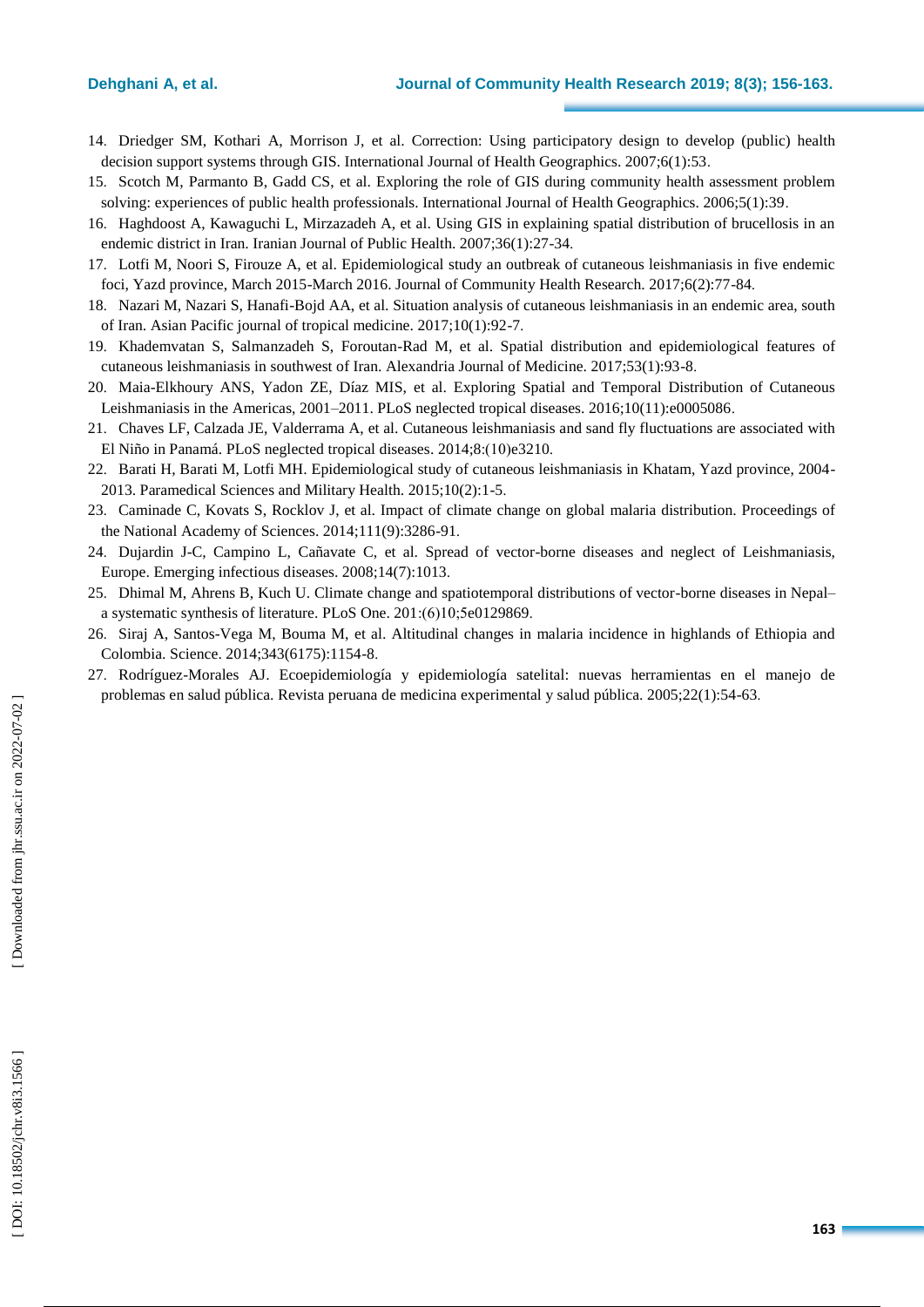14. Driedger SM, Kothari A, Morrison J, et al. Correction: Using participatory design to develop (public) health decision support systems through GIS. International Journal of Health Geographics. 2007;6(1):53.
15. Scotch M, Parmanto B, Gadd CS, et al. Exploring the role of GIS during community health assessment problem solving: experiences of public health professionals. International Journal of Health Geographics. 2006;5(1):39.
16. Haghdoost A, Kawaguchi L, Mirzazadeh A, et al. Using GIS in explaining spatial distribution of brucellosis in an endemic district in Iran. Iranian Journal of Public Health. 2007;36(1):27-34.
17. Lotfi M, Noori S, Firouze A, et al. Epidemiological study an outbreak of cutaneous leishmaniasis in five endemic foci, Yazd province, March 2015-March 2016. Journal of Community Health Research. 2017;6(2):77-84.
18. Nazari M, Nazari S, Hanafi-Bojd AA, et al. Situation analysis of cutaneous leishmaniasis in an endemic area, south of Iran. Asian Pacific journal of tropical medicine. 2017;10(1):92-7.
19. Khademvatan S, Salmanzadeh S, Foroutan-Rad M, et al. Spatial distribution and epidemiological features of cutaneous leishmaniasis in southwest of Iran. Alexandria Journal of Medicine. 2017;53(1):93-8.
20. Maia-Elkhoury ANS, Yadon ZE, Díaz MIS, et al. Exploring Spatial and Temporal Distribution of Cutaneous Leishmaniasis in the Americas, 2001–2011. PLoS neglected tropical diseases. 2016;10(11):e0005086.
21. Chaves LF, Calzada JE, Valderrama A, et al. Cutaneous leishmaniasis and sand fly fluctuations are associated with El Niño in Panamá. PLoS neglected tropical diseases. 2014;8:(10)e3210.
22. Barati H, Barati M, Lotfi MH. Epidemiological study of cutaneous leishmaniasis in Khatam, Yazd province, 2004-2013. Paramedical Sciences and Military Health. 2015;10(2):1-5.
23. Caminade C, Kovats S, Rocklov J, et al. Impact of climate change on global malaria distribution. Proceedings of the National Academy of Sciences. 2014;111(9):3286-91.
24. Dujardin J-C, Campino L, Cañavate C, et al. Spread of vector-borne diseases and neglect of Leishmaniasis, Europe. Emerging infectious diseases. 2008;14(7):1013.
25. Dhimal M, Ahrens B, Kuch U. Climate change and spatiotemporal distributions of vector-borne diseases in Nepal–a systematic synthesis of literature. PLoS One. 201:(6)10;5e0129869.
26. Siraj A, Santos-Vega M, Bouma M, et al. Altitudinal changes in malaria incidence in highlands of Ethiopia and Colombia. Science. 2014;343(6175):1154-8.
27. Rodríguez-Morales AJ. Ecoepidemiología y epidemiología satelital: nuevas herramientas en el manejo de problemas en salud pública. Revista peruana de medicina experimental y salud pública. 2005;22(1):54-63.